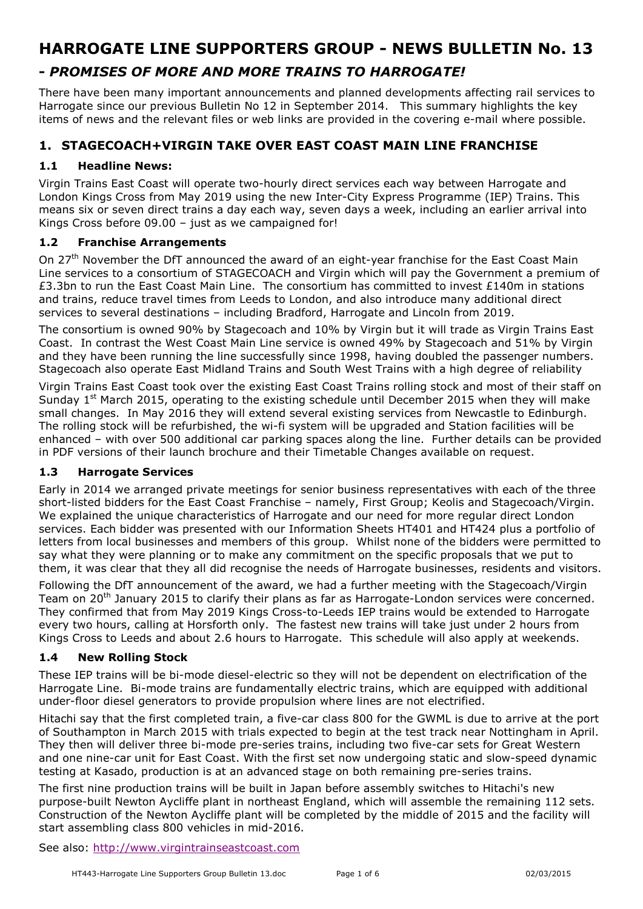# HARROGATE LINE SUPPORTERS GROUP - NEWS BULLETIN No. 13

## - *PROMISES OF MORE AND MORE TRAINS TO HARROGATE!*

There have been many important announcements and planned developments affecting rail services to Harrogate since our previous Bulletin No 12 in September 2014. This summary highlights the key items of news and the relevant files or web links are provided in the covering e-mail where possible.

## 1. STAGECOACH+VIRGIN TAKE OVER EAST COAST MAIN LINE FRANCHISE

### 1.1 Headline News:

Virgin Trains East Coast will operate two-hourly direct services each way between Harrogate and London Kings Cross from May 2019 using the new Inter-City Express Programme (IEP) Trains. This means six or seven direct trains a day each way, seven days a week, including an earlier arrival into Kings Cross before 09.00 – just as we campaigned for!

### 1.2 Franchise Arrangements

On 27th November the DfT announced the award of an eight-year franchise for the East Coast Main Line services to a consortium of STAGECOACH and Virgin which will pay the Government a premium of £3.3bn to run the East Coast Main Line. The consortium has committed to invest £140m in stations and trains, reduce travel times from Leeds to London, and also introduce many additional direct services to several destinations – including Bradford, Harrogate and Lincoln from 2019.

The consortium is owned 90% by Stagecoach and 10% by Virgin but it will trade as Virgin Trains East Coast. In contrast the West Coast Main Line service is owned 49% by Stagecoach and 51% by Virgin and they have been running the line successfully since 1998, having doubled the passenger numbers. Stagecoach also operate East Midland Trains and South West Trains with a high degree of reliability

Virgin Trains East Coast took over the existing East Coast Trains rolling stock and most of their staff on Sunday 1st March 2015, operating to the existing schedule until December 2015 when they will make small changes. In May 2016 they will extend several existing services from Newcastle to Edinburgh. The rolling stock will be refurbished, the wi-fi system will be upgraded and Station facilities will be enhanced – with over 500 additional car parking spaces along the line. Further details can be provided in PDF versions of their launch brochure and their Timetable Changes available on request.

### 1.3 Harrogate Services

Early in 2014 we arranged private meetings for senior business representatives with each of the three short-listed bidders for the East Coast Franchise – namely, First Group; Keolis and Stagecoach/Virgin. We explained the unique characteristics of Harrogate and our need for more regular direct London services. Each bidder was presented with our Information Sheets HT401 and HT424 plus a portfolio of letters from local businesses and members of this group. Whilst none of the bidders were permitted to say what they were planning or to make any commitment on the specific proposals that we put to them, it was clear that they all did recognise the needs of Harrogate businesses, residents and visitors.

Following the DfT announcement of the award, we had a further meeting with the Stagecoach/Virgin Team on 20th January 2015 to clarify their plans as far as Harrogate-London services were concerned. They confirmed that from May 2019 Kings Cross-to-Leeds IEP trains would be extended to Harrogate every two hours, calling at Horsforth only. The fastest new trains will take just under 2 hours from Kings Cross to Leeds and about 2.6 hours to Harrogate. This schedule will also apply at weekends.

### 1.4 New Rolling Stock

These IEP trains will be bi-mode diesel-electric so they will not be dependent on electrification of the Harrogate Line. Bi-mode trains are fundamentally electric trains, which are equipped with additional under-floor diesel generators to provide propulsion where lines are not electrified.

Hitachi say that the first completed train, a five-car class 800 for the GWML is due to arrive at the port of Southampton in March 2015 with trials expected to begin at the test track near Nottingham in April. They then will deliver three bi-mode pre-series trains, including two five-car sets for Great Western and one nine-car unit for East Coast. With the first set now undergoing static and slow-speed dynamic testing at Kasado, production is at an advanced stage on both remaining pre-series trains.

The first nine production trains will be built in Japan before assembly switches to Hitachi's new purpose-built Newton Aycliffe plant in northeast England, which will assemble the remaining 112 sets. Construction of the Newton Aycliffe plant will be completed by the middle of 2015 and the facility will start assembling class 800 vehicles in mid-2016.

See also: http://www.virgintrainseastcoast.com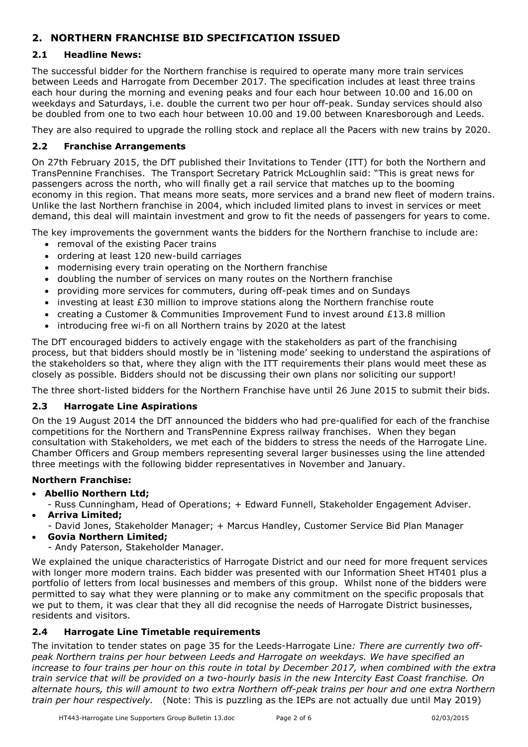## 2. NORTHERN FRANCHISE BID SPECIFICATION ISSUED

### 2.1 Headline News:

The successful bidder for the Northern franchise is required to operate many more train services between Leeds and Harrogate from December 2017. The specification includes at least three trains each hour during the morning and evening peaks and four each hour between 10.00 and 16.00 on weekdays and Saturdays, i.e. double the current two per hour off-peak. Sunday services should also be doubled from one to two each hour between 10.00 and 19.00 between Knaresborough and Leeds.

They are also required to upgrade the rolling stock and replace all the Pacers with new trains by 2020.

### 2.2 Franchise Arrangements

On 27th February 2015, the DfT published their Invitations to Tender (ITT) for both the Northern and TransPennine Franchises. The Transport Secretary Patrick McLoughlin said: "This is great news for passengers across the north, who will finally get a rail service that matches up to the booming economy in this region. That means more seats, more services and a brand new fleet of modern trains. Unlike the last Northern franchise in 2004, which included limited plans to invest in services or meet demand, this deal will maintain investment and grow to fit the needs of passengers for years to come.

The key improvements the government wants the bidders for the Northern franchise to include are:

- removal of the existing Pacer trains
- ordering at least 120 new-build carriages
- modernising every train operating on the Northern franchise
- doubling the number of services on many routes on the Northern franchise
- providing more services for commuters, during off-peak times and on Sundays
- investing at least £30 million to improve stations along the Northern franchise route
- creating a Customer & Communities Improvement Fund to invest around £13.8 million
- introducing free wi-fi on all Northern trains by 2020 at the latest

The DfT encouraged bidders to actively engage with the stakeholders as part of the franchising process, but that bidders should mostly be in 'listening mode' seeking to understand the aspirations of the stakeholders so that, where they align with the ITT requirements their plans would meet these as closely as possible. Bidders should not be discussing their own plans nor soliciting our support!

The three short-listed bidders for the Northern Franchise have until 26 June 2015 to submit their bids.

### 2.3 Harrogate Line Aspirations

On the 19 August 2014 the DfT announced the bidders who had pre-qualified for each of the franchise competitions for the Northern and TransPennine Express railway franchises. When they began consultation with Stakeholders, we met each of the bidders to stress the needs of the Harrogate Line. Chamber Officers and Group members representing several larger businesses using the line attended three meetings with the following bidder representatives in November and January.

**Northern Franchise:**

- **Abellio Northern Ltd;**
  - Russ Cunningham, Head of Operations; + Edward Funnell, Stakeholder Engagement Adviser.
- **Arriva Limited;**
  - David Jones, Stakeholder Manager; + Marcus Handley, Customer Service Bid Plan Manager
- **Govia Northern Limited;**
  - Andy Paterson, Stakeholder Manager.

We explained the unique characteristics of Harrogate District and our need for more frequent services with longer more modern trains. Each bidder was presented with our Information Sheet HT401 plus a portfolio of letters from local businesses and members of this group. Whilst none of the bidders were permitted to say what they were planning or to make any commitment on the specific proposals that we put to them, it was clear that they all did recognise the needs of Harrogate District businesses, residents and visitors.

### 2.4 Harrogate Line Timetable requirements

The invitation to tender states on page 35 for the Leeds-Harrogate Line*: There are currently two off-peak Northern trains per hour between Leeds and Harrogate on weekdays. We have specified an increase to four trains per hour on this route in total by December 2017, when combined with the extra train service that will be provided on a two-hourly basis in the new Intercity East Coast franchise. On alternate hours, this will amount to two extra Northern off-peak trains per hour and one extra Northern train per hour respectively.* (Note: This is puzzling as the IEPs are not actually due until May 2019)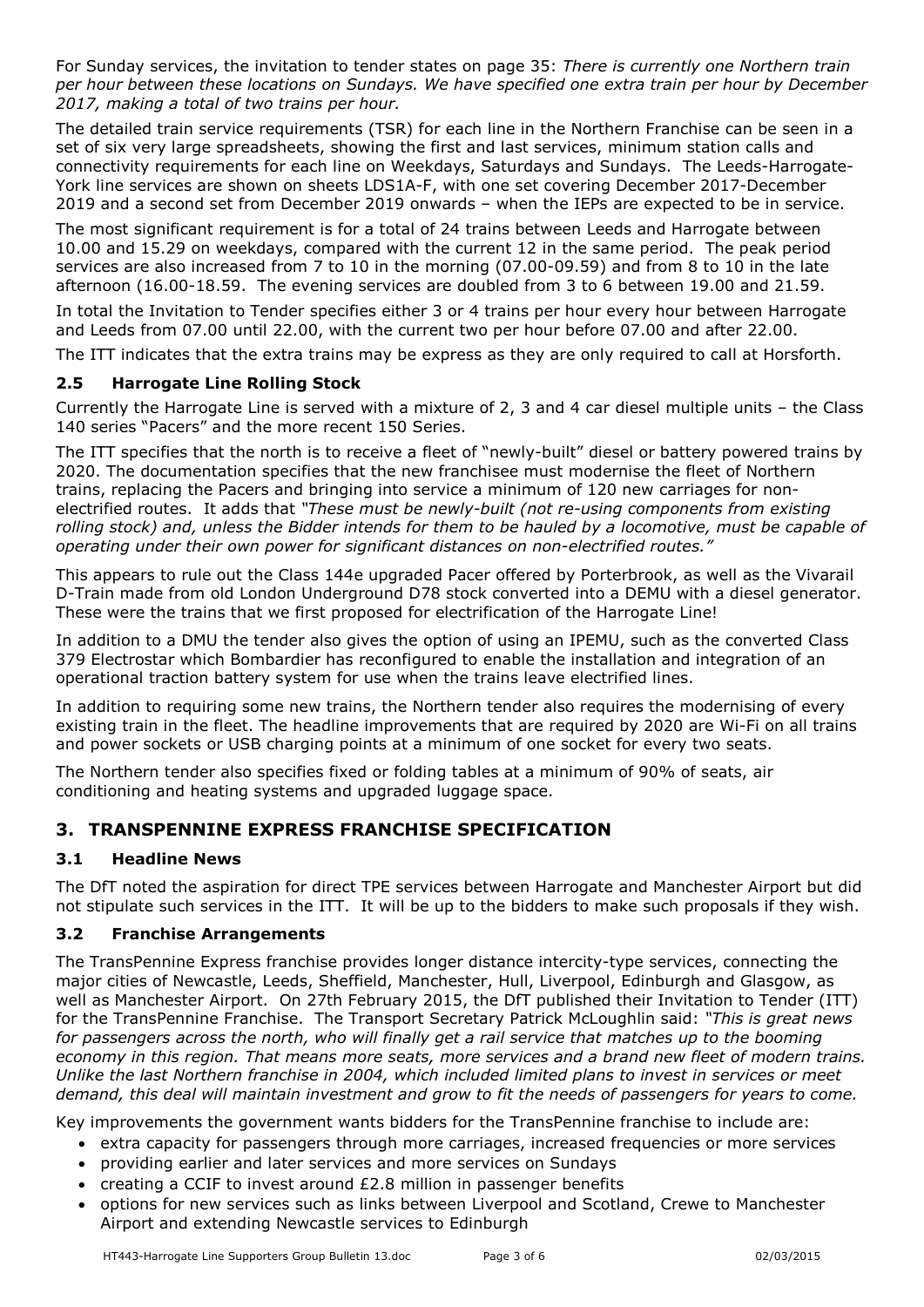For Sunday services, the invitation to tender states on page 35: *There is currently one Northern train per hour between these locations on Sundays. We have specified one extra train per hour by December 2017, making a total of two trains per hour.*

The detailed train service requirements (TSR) for each line in the Northern Franchise can be seen in a set of six very large spreadsheets, showing the first and last services, minimum station calls and connectivity requirements for each line on Weekdays, Saturdays and Sundays. The Leeds-Harrogate-York line services are shown on sheets LDS1A-F, with one set covering December 2017-December 2019 and a second set from December 2019 onwards – when the IEPs are expected to be in service.

The most significant requirement is for a total of 24 trains between Leeds and Harrogate between 10.00 and 15.29 on weekdays, compared with the current 12 in the same period. The peak period services are also increased from 7 to 10 in the morning (07.00-09.59) and from 8 to 10 in the late afternoon (16.00-18.59. The evening services are doubled from 3 to 6 between 19.00 and 21.59.

In total the Invitation to Tender specifies either 3 or 4 trains per hour every hour between Harrogate and Leeds from 07.00 until 22.00, with the current two per hour before 07.00 and after 22.00.

The ITT indicates that the extra trains may be express as they are only required to call at Horsforth.

### 2.5 Harrogate Line Rolling Stock

Currently the Harrogate Line is served with a mixture of 2, 3 and 4 car diesel multiple units – the Class 140 series "Pacers" and the more recent 150 Series.

The ITT specifies that the north is to receive a fleet of "newly-built" diesel or battery powered trains by 2020. The documentation specifies that the new franchisee must modernise the fleet of Northern trains, replacing the Pacers and bringing into service a minimum of 120 new carriages for non-electrified routes. It adds that *"These must be newly-built (not re-using components from existing rolling stock) and, unless the Bidder intends for them to be hauled by a locomotive, must be capable of operating under their own power for significant distances on non-electrified routes."*

This appears to rule out the Class 144e upgraded Pacer offered by Porterbrook, as well as the Vivarail D-Train made from old London Underground D78 stock converted into a DEMU with a diesel generator. These were the trains that we first proposed for electrification of the Harrogate Line!

In addition to a DMU the tender also gives the option of using an IPEMU, such as the converted Class 379 Electrostar which Bombardier has reconfigured to enable the installation and integration of an operational traction battery system for use when the trains leave electrified lines.

In addition to requiring some new trains, the Northern tender also requires the modernising of every existing train in the fleet. The headline improvements that are required by 2020 are Wi-Fi on all trains and power sockets or USB charging points at a minimum of one socket for every two seats.

The Northern tender also specifies fixed or folding tables at a minimum of 90% of seats, air conditioning and heating systems and upgraded luggage space.

## 3. TRANSPENNINE EXPRESS FRANCHISE SPECIFICATION

### 3.1 Headline News

The DfT noted the aspiration for direct TPE services between Harrogate and Manchester Airport but did not stipulate such services in the ITT. It will be up to the bidders to make such proposals if they wish.

### 3.2 Franchise Arrangements

The TransPennine Express franchise provides longer distance intercity-type services, connecting the major cities of Newcastle, Leeds, Sheffield, Manchester, Hull, Liverpool, Edinburgh and Glasgow, as well as Manchester Airport. On 27th February 2015, the DfT published their Invitation to Tender (ITT) for the TransPennine Franchise. The Transport Secretary Patrick McLoughlin said: *"This is great news for passengers across the north, who will finally get a rail service that matches up to the booming economy in this region. That means more seats, more services and a brand new fleet of modern trains. Unlike the last Northern franchise in 2004, which included limited plans to invest in services or meet demand, this deal will maintain investment and grow to fit the needs of passengers for years to come.*

Key improvements the government wants bidders for the TransPennine franchise to include are:

- extra capacity for passengers through more carriages, increased frequencies or more services
- providing earlier and later services and more services on Sundays
- creating a CCIF to invest around £2.8 million in passenger benefits
- options for new services such as links between Liverpool and Scotland, Crewe to Manchester Airport and extending Newcastle services to Edinburgh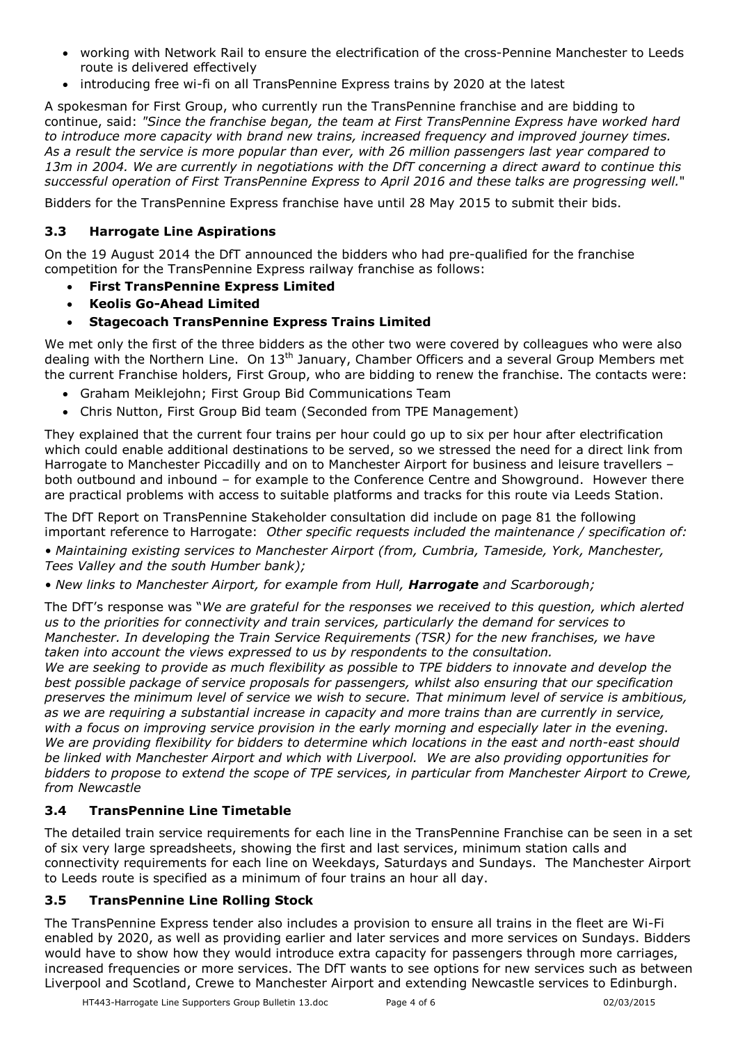- working with Network Rail to ensure the electrification of the cross-Pennine Manchester to Leeds route is delivered effectively
- introducing free wi-fi on all TransPennine Express trains by 2020 at the latest

A spokesman for First Group, who currently run the TransPennine franchise and are bidding to continue, said: *"Since the franchise began, the team at First TransPennine Express have worked hard to introduce more capacity with brand new trains, increased frequency and improved journey times. As a result the service is more popular than ever, with 26 million passengers last year compared to 13m in 2004. We are currently in negotiations with the DfT concerning a direct award to continue this successful operation of First TransPennine Express to April 2016 and these talks are progressing well."*

Bidders for the TransPennine Express franchise have until 28 May 2015 to submit their bids.

### 3.3 Harrogate Line Aspirations

On the 19 August 2014 the DfT announced the bidders who had pre-qualified for the franchise competition for the TransPennine Express railway franchise as follows:

- **First TransPennine Express Limited**
- **Keolis Go-Ahead Limited**
- **Stagecoach TransPennine Express Trains Limited**

We met only the first of the three bidders as the other two were covered by colleagues who were also dealing with the Northern Line. On 13th January, Chamber Officers and a several Group Members met the current Franchise holders, First Group, who are bidding to renew the franchise. The contacts were:

- Graham Meiklejohn; First Group Bid Communications Team
- Chris Nutton, First Group Bid team (Seconded from TPE Management)

They explained that the current four trains per hour could go up to six per hour after electrification which could enable additional destinations to be served, so we stressed the need for a direct link from Harrogate to Manchester Piccadilly and on to Manchester Airport for business and leisure travellers – both outbound and inbound – for example to the Conference Centre and Showground. However there are practical problems with access to suitable platforms and tracks for this route via Leeds Station.

The DfT Report on TransPennine Stakeholder consultation did include on page 81 the following important reference to Harrogate: *Other specific requests included the maintenance / specification of:*

*• Maintaining existing services to Manchester Airport (from, Cumbria, Tameside, York, Manchester, Tees Valley and the south Humber bank);*

*• New links to Manchester Airport, for example from Hull,* ***Harrogate*** *and Scarborough;*

The DfT's response was "*We are grateful for the responses we received to this question, which alerted us to the priorities for connectivity and train services, particularly the demand for services to Manchester. In developing the Train Service Requirements (TSR) for the new franchises, we have taken into account the views expressed to us by respondents to the consultation.*
*We are seeking to provide as much flexibility as possible to TPE bidders to innovate and develop the best possible package of service proposals for passengers, whilst also ensuring that our specification preserves the minimum level of service we wish to secure. That minimum level of service is ambitious, as we are requiring a substantial increase in capacity and more trains than are currently in service, with a focus on improving service provision in the early morning and especially later in the evening. We are providing flexibility for bidders to determine which locations in the east and north-east should be linked with Manchester Airport and which with Liverpool. We are also providing opportunities for bidders to propose to extend the scope of TPE services, in particular from Manchester Airport to Crewe, from Newcastle*

### 3.4 TransPennine Line Timetable

The detailed train service requirements for each line in the TransPennine Franchise can be seen in a set of six very large spreadsheets, showing the first and last services, minimum station calls and connectivity requirements for each line on Weekdays, Saturdays and Sundays. The Manchester Airport to Leeds route is specified as a minimum of four trains an hour all day.

### 3.5 TransPennine Line Rolling Stock

The TransPennine Express tender also includes a provision to ensure all trains in the fleet are Wi-Fi enabled by 2020, as well as providing earlier and later services and more services on Sundays. Bidders would have to show how they would introduce extra capacity for passengers through more carriages, increased frequencies or more services. The DfT wants to see options for new services such as between Liverpool and Scotland, Crewe to Manchester Airport and extending Newcastle services to Edinburgh.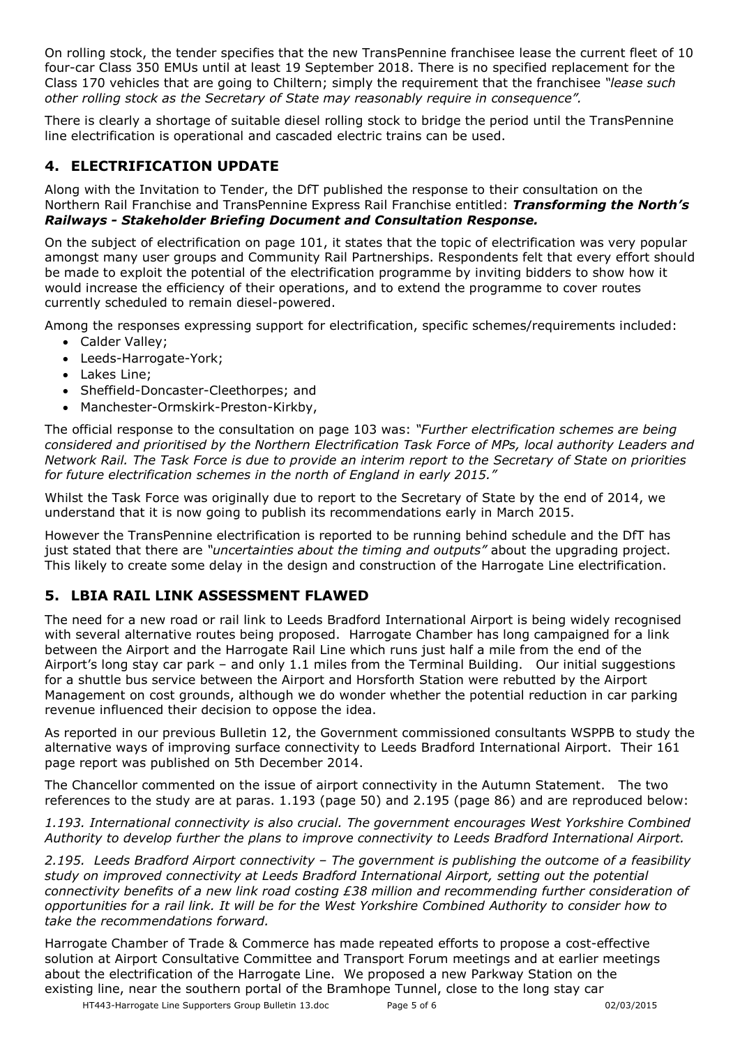On rolling stock, the tender specifies that the new TransPennine franchisee lease the current fleet of 10 four-car Class 350 EMUs until at least 19 September 2018. There is no specified replacement for the Class 170 vehicles that are going to Chiltern; simply the requirement that the franchisee *"lease such other rolling stock as the Secretary of State may reasonably require in consequence".*

There is clearly a shortage of suitable diesel rolling stock to bridge the period until the TransPennine line electrification is operational and cascaded electric trains can be used.

## 4. ELECTRIFICATION UPDATE

Along with the Invitation to Tender, the DfT published the response to their consultation on the Northern Rail Franchise and TransPennine Express Rail Franchise entitled: ***Transforming the North's Railways - Stakeholder Briefing Document and Consultation Response.***

On the subject of electrification on page 101, it states that the topic of electrification was very popular amongst many user groups and Community Rail Partnerships. Respondents felt that every effort should be made to exploit the potential of the electrification programme by inviting bidders to show how it would increase the efficiency of their operations, and to extend the programme to cover routes currently scheduled to remain diesel-powered.

Among the responses expressing support for electrification, specific schemes/requirements included:

- Calder Valley;
- Leeds-Harrogate-York;
- Lakes Line;
- Sheffield-Doncaster-Cleethorpes; and
- Manchester-Ormskirk-Preston-Kirkby,

The official response to the consultation on page 103 was: *"Further electrification schemes are being considered and prioritised by the Northern Electrification Task Force of MPs, local authority Leaders and Network Rail. The Task Force is due to provide an interim report to the Secretary of State on priorities for future electrification schemes in the north of England in early 2015."*

Whilst the Task Force was originally due to report to the Secretary of State by the end of 2014, we understand that it is now going to publish its recommendations early in March 2015.

However the TransPennine electrification is reported to be running behind schedule and the DfT has just stated that there are *"uncertainties about the timing and outputs"* about the upgrading project. This likely to create some delay in the design and construction of the Harrogate Line electrification.

## 5. LBIA RAIL LINK ASSESSMENT FLAWED

The need for a new road or rail link to Leeds Bradford International Airport is being widely recognised with several alternative routes being proposed. Harrogate Chamber has long campaigned for a link between the Airport and the Harrogate Rail Line which runs just half a mile from the end of the Airport's long stay car park – and only 1.1 miles from the Terminal Building. Our initial suggestions for a shuttle bus service between the Airport and Horsforth Station were rebutted by the Airport Management on cost grounds, although we do wonder whether the potential reduction in car parking revenue influenced their decision to oppose the idea.

As reported in our previous Bulletin 12, the Government commissioned consultants WSPPB to study the alternative ways of improving surface connectivity to Leeds Bradford International Airport. Their 161 page report was published on 5th December 2014.

The Chancellor commented on the issue of airport connectivity in the Autumn Statement. The two references to the study are at paras. 1.193 (page 50) and 2.195 (page 86) and are reproduced below:

*1.193. International connectivity is also crucial. The government encourages West Yorkshire Combined Authority to develop further the plans to improve connectivity to Leeds Bradford International Airport.*

*2.195. Leeds Bradford Airport connectivity – The government is publishing the outcome of a feasibility study on improved connectivity at Leeds Bradford International Airport, setting out the potential connectivity benefits of a new link road costing £38 million and recommending further consideration of opportunities for a rail link. It will be for the West Yorkshire Combined Authority to consider how to take the recommendations forward.*

Harrogate Chamber of Trade & Commerce has made repeated efforts to propose a cost-effective solution at Airport Consultative Committee and Transport Forum meetings and at earlier meetings about the electrification of the Harrogate Line. We proposed a new Parkway Station on the existing line, near the southern portal of the Bramhope Tunnel, close to the long stay car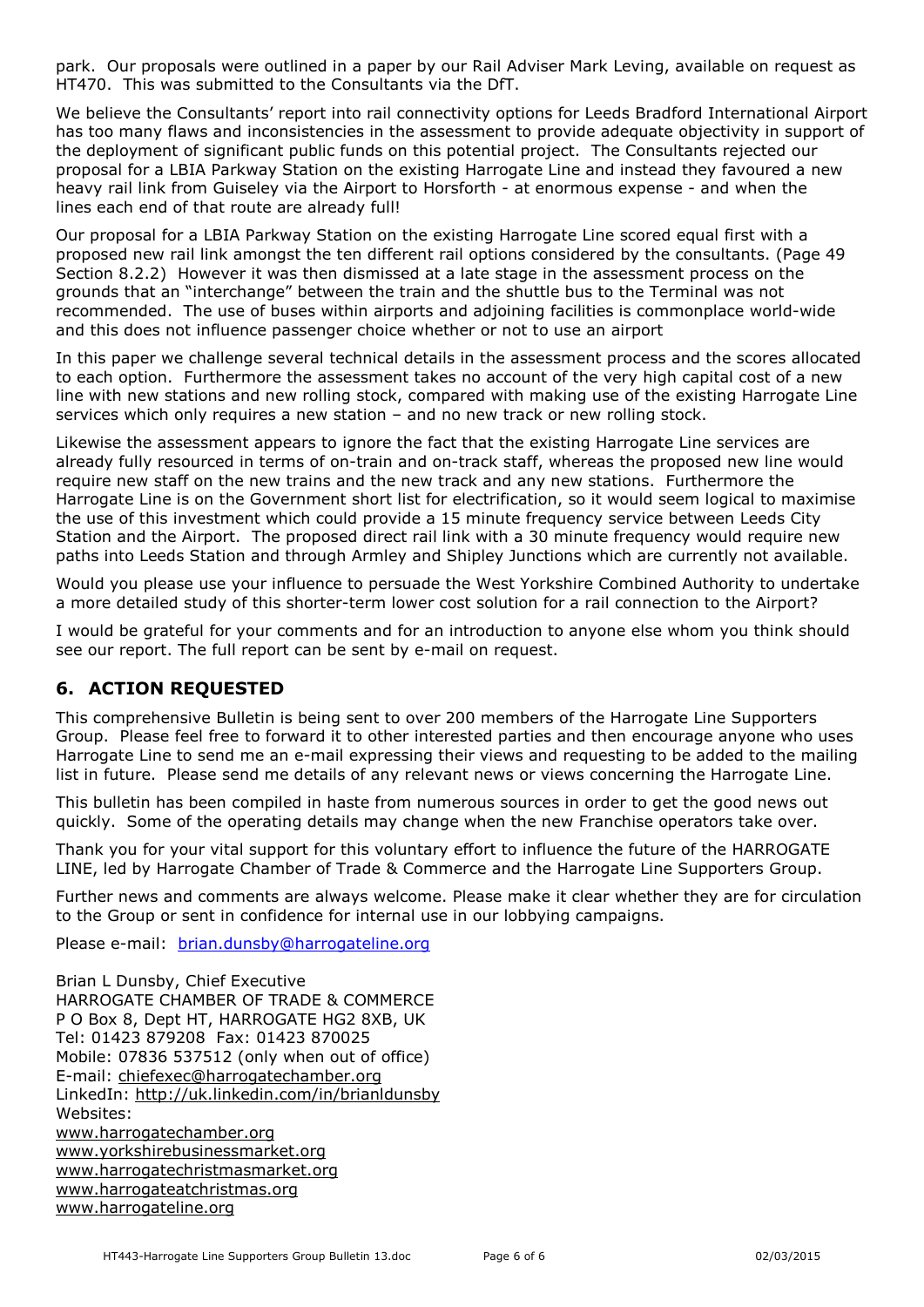park. Our proposals were outlined in a paper by our Rail Adviser Mark Leving, available on request as HT470. This was submitted to the Consultants via the DfT.

We believe the Consultants' report into rail connectivity options for Leeds Bradford International Airport has too many flaws and inconsistencies in the assessment to provide adequate objectivity in support of the deployment of significant public funds on this potential project. The Consultants rejected our proposal for a LBIA Parkway Station on the existing Harrogate Line and instead they favoured a new heavy rail link from Guiseley via the Airport to Horsforth - at enormous expense - and when the lines each end of that route are already full!

Our proposal for a LBIA Parkway Station on the existing Harrogate Line scored equal first with a proposed new rail link amongst the ten different rail options considered by the consultants. (Page 49 Section 8.2.2) However it was then dismissed at a late stage in the assessment process on the grounds that an "interchange" between the train and the shuttle bus to the Terminal was not recommended. The use of buses within airports and adjoining facilities is commonplace world-wide and this does not influence passenger choice whether or not to use an airport

In this paper we challenge several technical details in the assessment process and the scores allocated to each option. Furthermore the assessment takes no account of the very high capital cost of a new line with new stations and new rolling stock, compared with making use of the existing Harrogate Line services which only requires a new station – and no new track or new rolling stock.

Likewise the assessment appears to ignore the fact that the existing Harrogate Line services are already fully resourced in terms of on-train and on-track staff, whereas the proposed new line would require new staff on the new trains and the new track and any new stations. Furthermore the Harrogate Line is on the Government short list for electrification, so it would seem logical to maximise the use of this investment which could provide a 15 minute frequency service between Leeds City Station and the Airport. The proposed direct rail link with a 30 minute frequency would require new paths into Leeds Station and through Armley and Shipley Junctions which are currently not available.

Would you please use your influence to persuade the West Yorkshire Combined Authority to undertake a more detailed study of this shorter-term lower cost solution for a rail connection to the Airport?

I would be grateful for your comments and for an introduction to anyone else whom you think should see our report. The full report can be sent by e-mail on request.

## 6. ACTION REQUESTED

This comprehensive Bulletin is being sent to over 200 members of the Harrogate Line Supporters Group. Please feel free to forward it to other interested parties and then encourage anyone who uses Harrogate Line to send me an e-mail expressing their views and requesting to be added to the mailing list in future. Please send me details of any relevant news or views concerning the Harrogate Line.

This bulletin has been compiled in haste from numerous sources in order to get the good news out quickly. Some of the operating details may change when the new Franchise operators take over.

Thank you for your vital support for this voluntary effort to influence the future of the HARROGATE LINE, led by Harrogate Chamber of Trade & Commerce and the Harrogate Line Supporters Group.

Further news and comments are always welcome. Please make it clear whether they are for circulation to the Group or sent in confidence for internal use in our lobbying campaigns.

Please e-mail: brian.dunsby@harrogateline.org

Brian L Dunsby, Chief Executive
HARROGATE CHAMBER OF TRADE & COMMERCE
P O Box 8, Dept HT, HARROGATE HG2 8XB, UK
Tel: 01423 879208 Fax: 01423 870025
Mobile: 07836 537512 (only when out of office)
E-mail: chiefexec@harrogatechamber.org
LinkedIn: http://uk.linkedin.com/in/brianldunsby
Websites:
www.harrogatechamber.org
www.yorkshirebusinessmarket.org
www.harrogatechristmasmarket.org
www.harrogateatchristmas.org
www.harrogateline.org